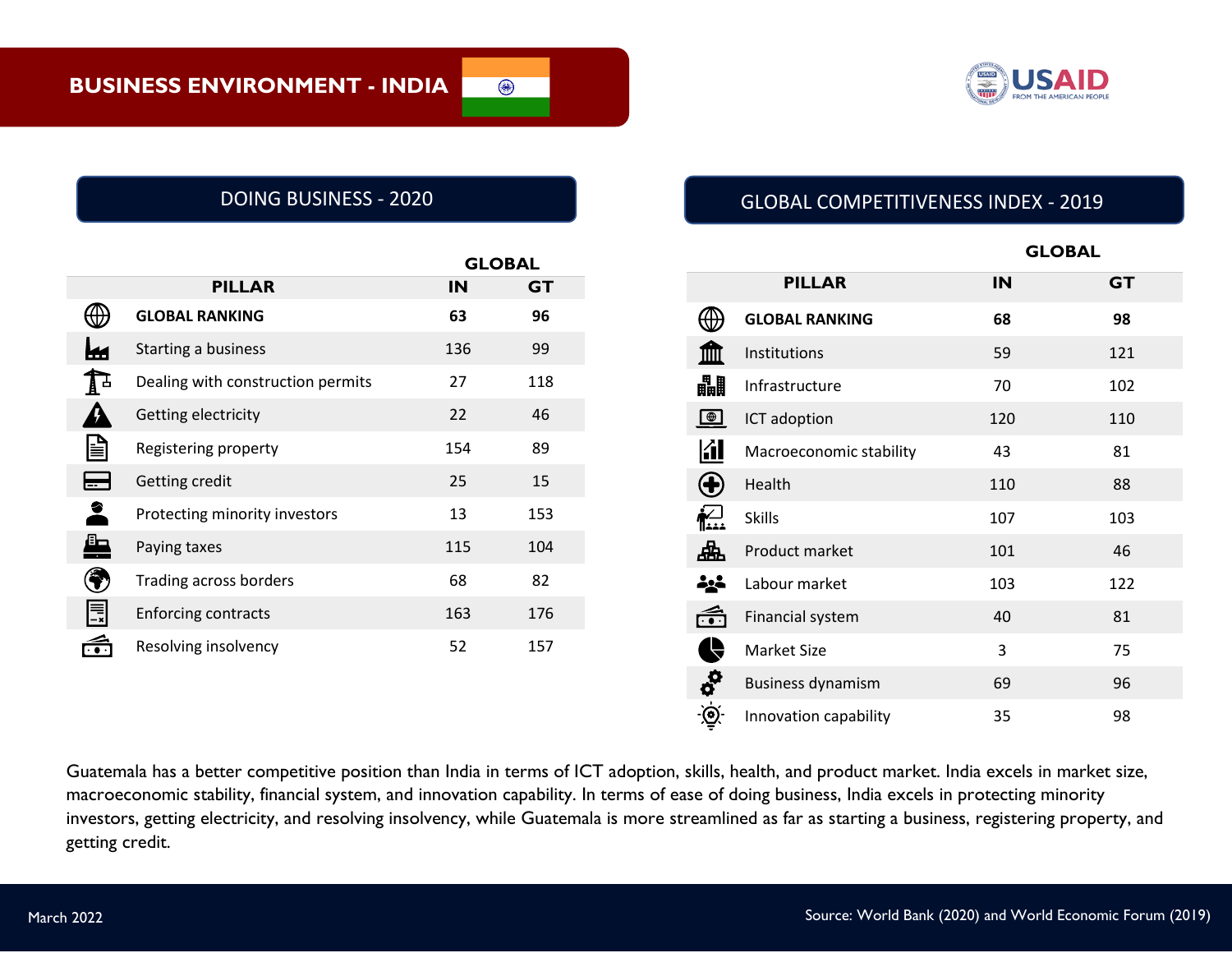# BUSINESS ENVIRONMENT - INDIA

USAID FROM THE AMERICAN PEOPLE

## DOING BUSINESS - 2020

| PILLAR | GLOBAL IN | GLOBAL GT |
|---|---|---|
| **GLOBAL RANKING** | **63** | **96** |
| Starting a business | 136 | 99 |
| Dealing with construction permits | 27 | 118 |
| Getting electricity | 22 | 46 |
| Registering property | 154 | 89 |
| Getting credit | 25 | 15 |
| Protecting minority investors | 13 | 153 |
| Paying taxes | 115 | 104 |
| Trading across borders | 68 | 82 |
| Enforcing contracts | 163 | 176 |
| Resolving insolvency | 52 | 157 |

## GLOBAL COMPETITIVENESS INDEX - 2019

| PILLAR | GLOBAL IN | GLOBAL GT |
|---|---|---|
| **GLOBAL RANKING** | **68** | **98** |
| Institutions | 59 | 121 |
| Infrastructure | 70 | 102 |
| ICT adoption | 120 | 110 |
| Macroeconomic stability | 43 | 81 |
| Health | 110 | 88 |
| Skills | 107 | 103 |
| Product market | 101 | 46 |
| Labour market | 103 | 122 |
| Financial system | 40 | 81 |
| Market Size | 3 | 75 |
| Business dynamism | 69 | 96 |
| Innovation capability | 35 | 98 |

Guatemala has a better competitive position than India in terms of ICT adoption, skills, health, and product market. India excels in market size, macroeconomic stability, financial system, and innovation capability. In terms of ease of doing business, India excels in protecting minority investors, getting electricity, and resolving insolvency, while Guatemala is more streamlined as far as starting a business, registering property, and getting credit.

March 2022

Source: World Bank (2020) and World Economic Forum (2019)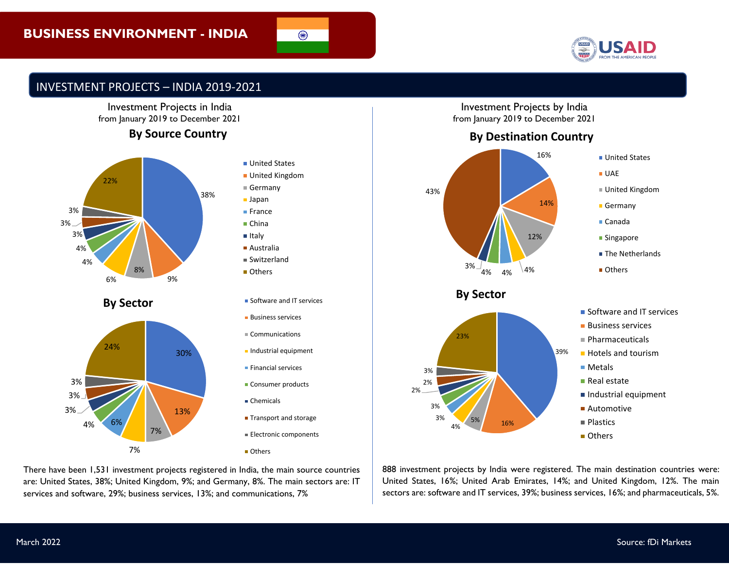# BUSINESS ENVIRONMENT - INDIA

## INVESTMENT PROJECTS – INDIA 2019-2021

### Investment Projects in India from January 2019 to December 2021

**By Source Country**

| Country | Share |
|---|---|
| United States | 38% |
| United Kingdom | 9% |
| Germany | 8% |
| Japan | 6% |
| France | 4% |
| China | 4% |
| Italy | 3% |
| Australia | 3% |
| Switzerland | 3% |
| Others | 22% |

**By Sector**

| Sector | Share |
|---|---|
| Software and IT services | 30% |
| Business services | 13% |
| Communications | 7% |
| Industrial equipment | 7% |
| Financial services | 6% |
| Consumer products | 4% |
| Chemicals | 3% |
| Transport and storage | 3% |
| Electronic components | 3% |
| Others | 24% |

There have been 1,531 investment projects registered in India, the main source countries are: United States, 38%; United Kingdom, 9%; and Germany, 8%. The main sectors are: IT services and software, 29%; business services, 13%; and communications, 7%

### Investment Projects by India from January 2019 to December 2021

**By Destination Country**

| Country | Share |
|---|---|
| United States | 16% |
| UAE | 14% |
| United Kingdom | 12% |
| Germany | 4% |
| Canada | 4% |
| Singapore | 4% |
| The Netherlands | 3% |
| Others | 43% |

**By Sector**

| Sector | Share |
|---|---|
| Software and IT services | 39% |
| Business services | 16% |
| Pharmaceuticals | 5% |
| Hotels and tourism | 4% |
| Metals | 3% |
| Real estate | 3% |
| Industrial equipment | 2% |
| Automotive | 2% |
| Plastics | 3% |
| Others | 23% |

888 investment projects by India were registered. The main destination countries were: United States, 16%; United Arab Emirates, 14%; and United Kingdom, 12%. The main sectors are: software and IT services, 39%; business services, 16%; and pharmaceuticals, 5%.

March 2022

Source: fDi Markets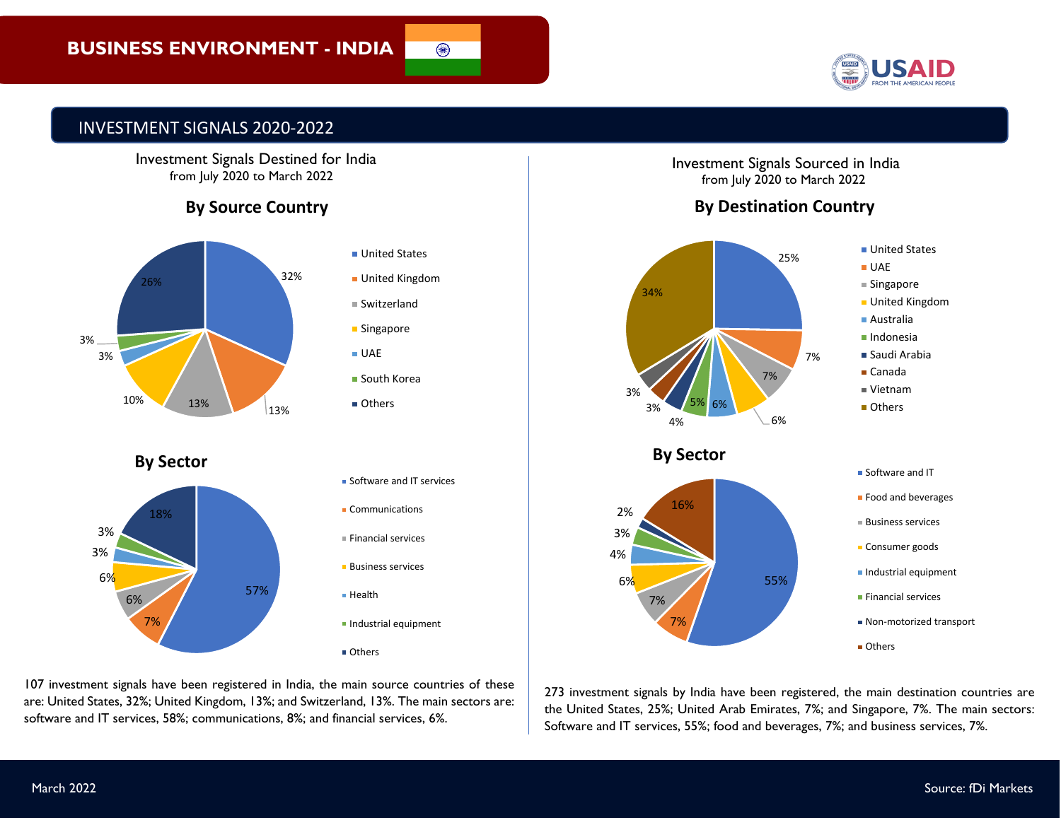# BUSINESS ENVIRONMENT - INDIA

## INVESTMENT SIGNALS 2020-2022

### Investment Signals Destined for India
from July 2020 to March 2022

#### By Source Country

| Country | Share |
|---|---|
| United States | 32% |
| United Kingdom | 13% |
| Switzerland | 13% |
| Singapore | 10% |
| UAE | 3% |
| South Korea | 3% |
| Others | 26% |

#### By Sector

| Sector | Share |
|---|---|
| Software and IT services | 57% |
| Communications | 7% |
| Financial services | 6% |
| Business services | 6% |
| Health | 3% |
| Industrial equipment | 3% |
| Others | 18% |

107 investment signals have been registered in India, the main source countries of these are: United States, 32%; United Kingdom, 13%; and Switzerland, 13%. The main sectors are: software and IT services, 58%; communications, 8%; and financial services, 6%.

### Investment Signals Sourced in India
from July 2020 to March 2022

#### By Destination Country

| Country | Share |
|---|---|
| United States | 25% |
| UAE | 7% |
| Singapore | 7% |
| United Kingdom | 6% |
| Australia | 6% |
| Indonesia | 5% |
| Saudi Arabia | 4% |
| Canada | 3% |
| Vietnam | 3% |
| Others | 34% |

#### By Sector

| Sector | Share |
|---|---|
| Software and IT | 55% |
| Food and beverages | 7% |
| Business services | 7% |
| Consumer goods | 6% |
| Industrial equipment | 4% |
| Financial services | 3% |
| Non-motorized transport | 2% |
| Others | 16% |

273 investment signals by India have been registered, the main destination countries are the United States, 25%; United Arab Emirates, 7%; and Singapore, 7%. The main sectors: Software and IT services, 55%; food and beverages, 7%; and business services, 7%.

March 2022

Source: fDi Markets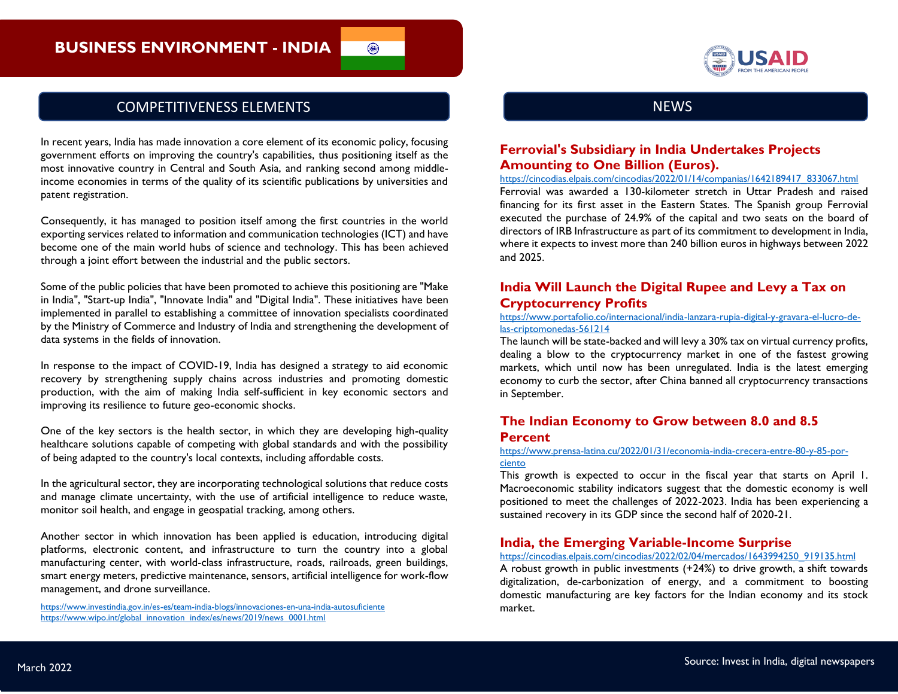# BUSINESS ENVIRONMENT - INDIA

## COMPETITIVENESS ELEMENTS

In recent years, India has made innovation a core element of its economic policy, focusing government efforts on improving the country's capabilities, thus positioning itself as the most innovative country in Central and South Asia, and ranking second among middle-income economies in terms of the quality of its scientific publications by universities and patent registration.

Consequently, it has managed to position itself among the first countries in the world exporting services related to information and communication technologies (ICT) and have become one of the main world hubs of science and technology. This has been achieved through a joint effort between the industrial and the public sectors.

Some of the public policies that have been promoted to achieve this positioning are "Make in India", "Start-up India", "Innovate India" and "Digital India". These initiatives have been implemented in parallel to establishing a committee of innovation specialists coordinated by the Ministry of Commerce and Industry of India and strengthening the development of data systems in the fields of innovation.

In response to the impact of COVID-19, India has designed a strategy to aid economic recovery by strengthening supply chains across industries and promoting domestic production, with the aim of making India self-sufficient in key economic sectors and improving its resilience to future geo-economic shocks.

One of the key sectors is the health sector, in which they are developing high-quality healthcare solutions capable of competing with global standards and with the possibility of being adapted to the country's local contexts, including affordable costs.

In the agricultural sector, they are incorporating technological solutions that reduce costs and manage climate uncertainty, with the use of artificial intelligence to reduce waste, monitor soil health, and engage in geospatial tracking, among others.

Another sector in which innovation has been applied is education, introducing digital platforms, electronic content, and infrastructure to turn the country into a global manufacturing center, with world-class infrastructure, roads, railroads, green buildings, smart energy meters, predictive maintenance, sensors, artificial intelligence for work-flow management, and drone surveillance.

https://www.investindia.gov.in/es-es/team-india-blogs/innovaciones-en-una-india-autosuficiente
https://www.wipo.int/global_innovation_index/es/news/2019/news_0001.html

## NEWS

### Ferrovial's Subsidiary in India Undertakes Projects Amounting to One Billion (Euros).

https://cincodias.elpais.com/cincodias/2022/01/14/companias/1642189417_833067.html

Ferrovial was awarded a 130-kilometer stretch in Uttar Pradesh and raised financing for its first asset in the Eastern States. The Spanish group Ferrovial executed the purchase of 24.9% of the capital and two seats on the board of directors of IRB Infrastructure as part of its commitment to development in India, where it expects to invest more than 240 billion euros in highways between 2022 and 2025.

### India Will Launch the Digital Rupee and Levy a Tax on Cryptocurrency Profits

https://www.portafolio.co/internacional/india-lanzara-rupia-digital-y-gravara-el-lucro-de-las-criptomonedas-561214

The launch will be state-backed and will levy a 30% tax on virtual currency profits, dealing a blow to the cryptocurrency market in one of the fastest growing markets, which until now has been unregulated. India is the latest emerging economy to curb the sector, after China banned all cryptocurrency transactions in September.

### The Indian Economy to Grow between 8.0 and 8.5 Percent

https://www.prensa-latina.cu/2022/01/31/economia-india-crecera-entre-80-y-85-por-ciento

This growth is expected to occur in the fiscal year that starts on April 1. Macroeconomic stability indicators suggest that the domestic economy is well positioned to meet the challenges of 2022-2023. India has been experiencing a sustained recovery in its GDP since the second half of 2020-21.

### India, the Emerging Variable-Income Surprise

https://cincodias.elpais.com/cincodias/2022/02/04/mercados/1643994250_919135.html

A robust growth in public investments (+24%) to drive growth, a shift towards digitalization, de-carbonization of energy, and a commitment to boosting domestic manufacturing are key factors for the Indian economy and its stock market.

March 2022

Source: Invest in India, digital newspapers